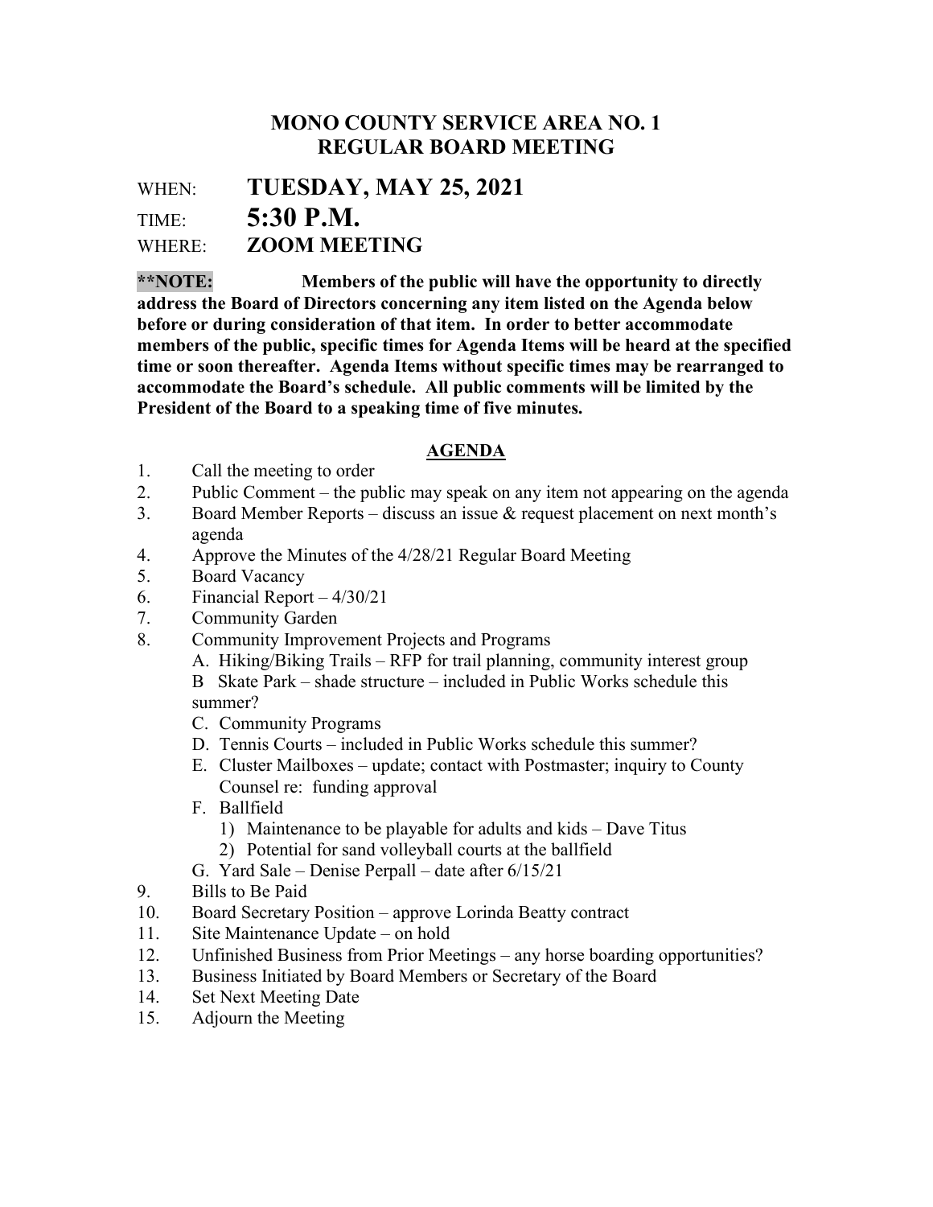# MONO COUNTY SERVICE AREA NO. 1
# REGULAR BOARD MEETING

WHEN: **TUESDAY, MAY 25, 2021**

TIME: **5:30 P.M.**

WHERE: **ZOOM MEETING**

****NOTE:** **Members of the public will have the opportunity to directly address the Board of Directors concerning any item listed on the Agenda below before or during consideration of that item. In order to better accommodate members of the public, specific times for Agenda Items will be heard at the specified time or soon thereafter. Agenda Items without specific times may be rearranged to accommodate the Board's schedule. All public comments will be limited by the President of the Board to a speaking time of five minutes.**

## AGENDA

1. Call the meeting to order
2. Public Comment – the public may speak on any item not appearing on the agenda
3. Board Member Reports – discuss an issue & request placement on next month's agenda
4. Approve the Minutes of the 4/28/21 Regular Board Meeting
5. Board Vacancy
6. Financial Report – 4/30/21
7. Community Garden
8. Community Improvement Projects and Programs
   - A. Hiking/Biking Trails – RFP for trail planning, community interest group
   - B Skate Park – shade structure – included in Public Works schedule this summer?
   - C. Community Programs
   - D. Tennis Courts – included in Public Works schedule this summer?
   - E. Cluster Mailboxes – update; contact with Postmaster; inquiry to County Counsel re: funding approval
   - F. Ballfield
     - 1) Maintenance to be playable for adults and kids – Dave Titus
     - 2) Potential for sand volleyball courts at the ballfield
   - G. Yard Sale – Denise Perpall – date after 6/15/21
9. Bills to Be Paid
10. Board Secretary Position – approve Lorinda Beatty contract
11. Site Maintenance Update – on hold
12. Unfinished Business from Prior Meetings – any horse boarding opportunities?
13. Business Initiated by Board Members or Secretary of the Board
14. Set Next Meeting Date
15. Adjourn the Meeting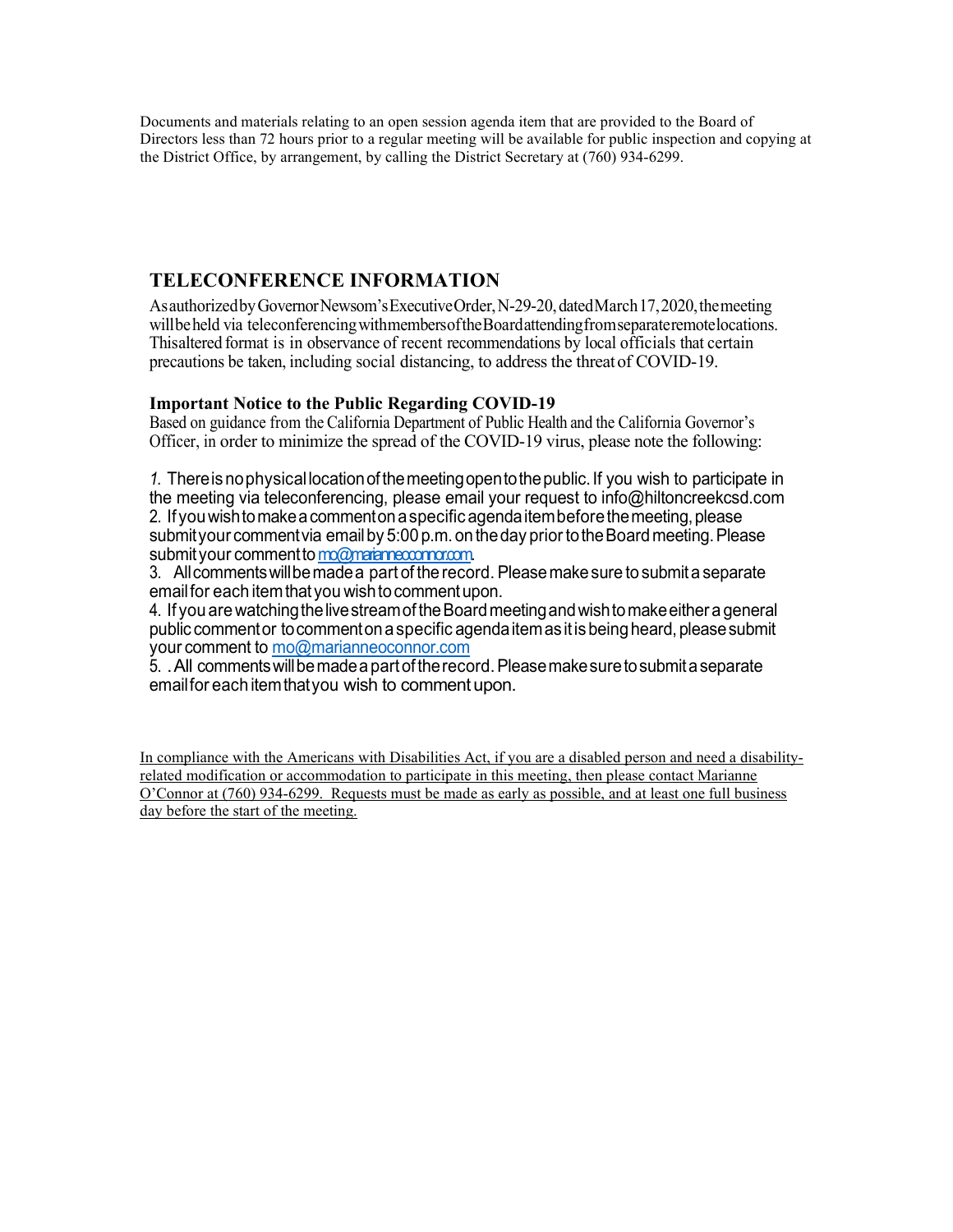Documents and materials relating to an open session agenda item that are provided to the Board of Directors less than 72 hours prior to a regular meeting will be available for public inspection and copying at the District Office, by arrangement, by calling the District Secretary at (760) 934-6299.

## TELECONFERENCE INFORMATION

As authorized by Governor Newsom's Executive Order, N-29-20, dated March 17, 2020, the meeting will be held via teleconferencing with members of the Board attending from separate remote locations. This altered format is in observance of recent recommendations by local officials that certain precautions be taken, including social distancing, to address the threat of COVID-19.

### Important Notice to the Public Regarding COVID-19

Based on guidance from the California Department of Public Health and the California Governor's Officer, in order to minimize the spread of the COVID-19 virus, please note the following:

1. There is no physical location of the meeting open to the public. If you wish to participate in the meeting via teleconferencing, please email your request to info@hiltoncreekcsd.com
2. If you wish to make a comment on a specific agenda item before the meeting, please submit your comment via email by 5:00 p.m. on the day prior to the Board meeting. Please submit your comment to mo@marianneoconnor.com.
3. All comments will be made a part of the record. Please make sure to submit a separate email for each item that you wish to comment upon.
4. If you are watching the live stream of the Board meeting and wish to make either a general public comment or to comment on a specific agenda item as it is being heard, please submit your comment to mo@marianneoconnor.com
5. . All comments will be made a part of the record. Please make sure to submit a separate email for each item that you wish to comment upon.

In compliance with the Americans with Disabilities Act, if you are a disabled person and need a disability-related modification or accommodation to participate in this meeting, then please contact Marianne O'Connor at (760) 934-6299. Requests must be made as early as possible, and at least one full business day before the start of the meeting.